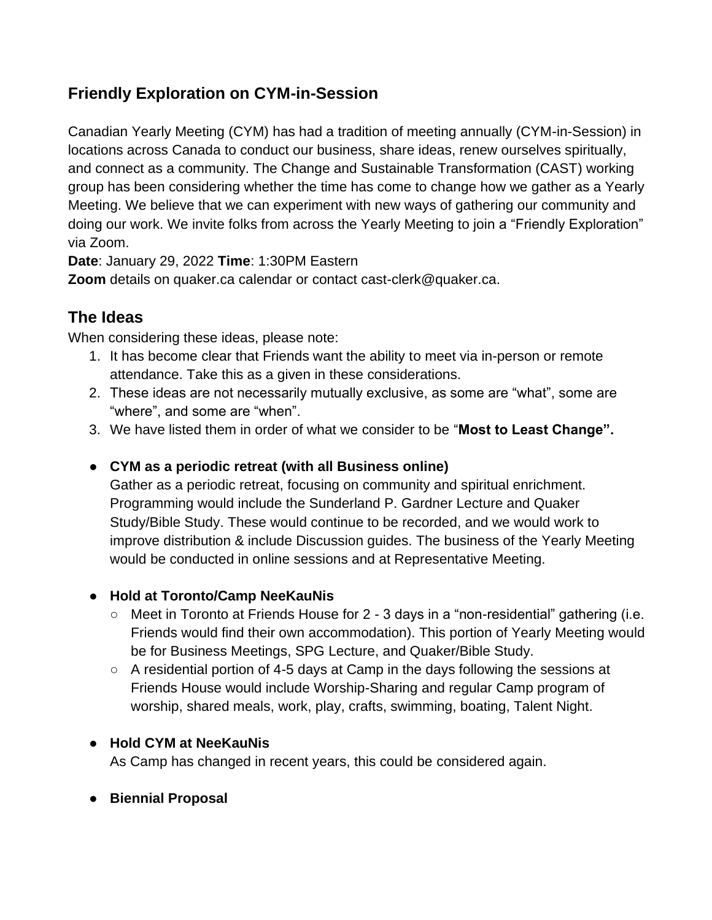## Friendly Exploration on CYM-in-Session

Canadian Yearly Meeting (CYM) has had a tradition of meeting annually (CYM-in-Session) in locations across Canada to conduct our business, share ideas, renew ourselves spiritually, and connect as a community. The Change and Sustainable Transformation (CAST) working group has been considering whether the time has come to change how we gather as a Yearly Meeting. We believe that we can experiment with new ways of gathering our community and doing our work. We invite folks from across the Yearly Meeting to join a "Friendly Exploration" via Zoom.

**Date**: January 29, 2022 **Time**: 1:30PM Eastern

**Zoom** details on quaker.ca calendar or contact cast-clerk@quaker.ca.

## The Ideas

When considering these ideas, please note:

1. It has become clear that Friends want the ability to meet via in-person or remote attendance. Take this as a given in these considerations.
2. These ideas are not necessarily mutually exclusive, as some are "what", some are "where", and some are "when".
3. We have listed them in order of what we consider to be "**Most to Least Change".**

- **CYM as a periodic retreat (with all Business online)**

  Gather as a periodic retreat, focusing on community and spiritual enrichment. Programming would include the Sunderland P. Gardner Lecture and Quaker Study/Bible Study. These would continue to be recorded, and we would work to improve distribution & include Discussion guides. The business of the Yearly Meeting would be conducted in online sessions and at Representative Meeting.

- **Hold at Toronto/Camp NeeKauNis**
  - Meet in Toronto at Friends House for 2 - 3 days in a "non-residential" gathering (i.e. Friends would find their own accommodation). This portion of Yearly Meeting would be for Business Meetings, SPG Lecture, and Quaker/Bible Study.
  - A residential portion of 4-5 days at Camp in the days following the sessions at Friends House would include Worship-Sharing and regular Camp program of worship, shared meals, work, play, crafts, swimming, boating, Talent Night.

- **Hold CYM at NeeKauNis**

  As Camp has changed in recent years, this could be considered again.

- **Biennial Proposal**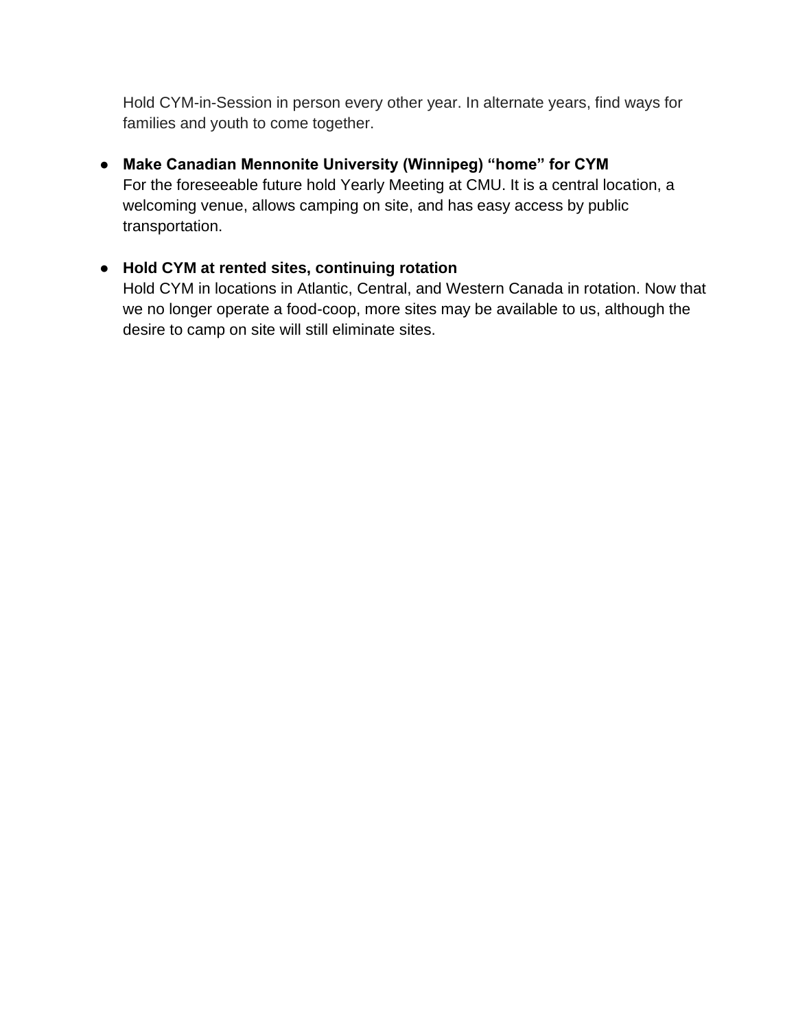Hold CYM-in-Session in person every other year. In alternate years, find ways for families and youth to come together.

- **Make Canadian Mennonite University (Winnipeg) "home" for CYM**
  For the foreseeable future hold Yearly Meeting at CMU. It is a central location, a welcoming venue, allows camping on site, and has easy access by public transportation.

- **Hold CYM at rented sites, continuing rotation**
  Hold CYM in locations in Atlantic, Central, and Western Canada in rotation. Now that we no longer operate a food-coop, more sites may be available to us, although the desire to camp on site will still eliminate sites.